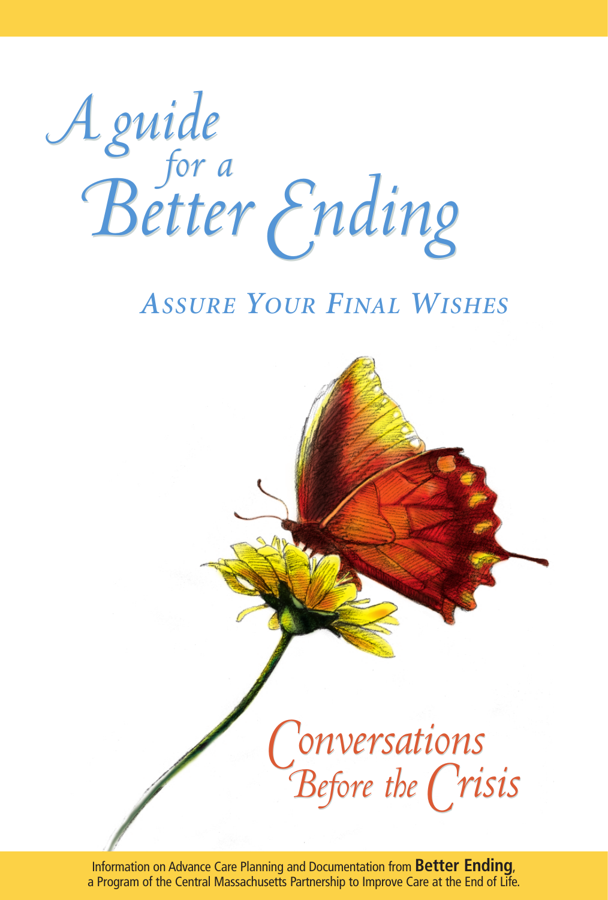# A guide for a Better Ending

## *Assure Your Final Wishes*

*Conversations Before the Crisis*

Information on Advance Care Planning and Documentation from **Better Ending**, a Program of the Central Massachusetts Partnership to Improve Care at the End of Life.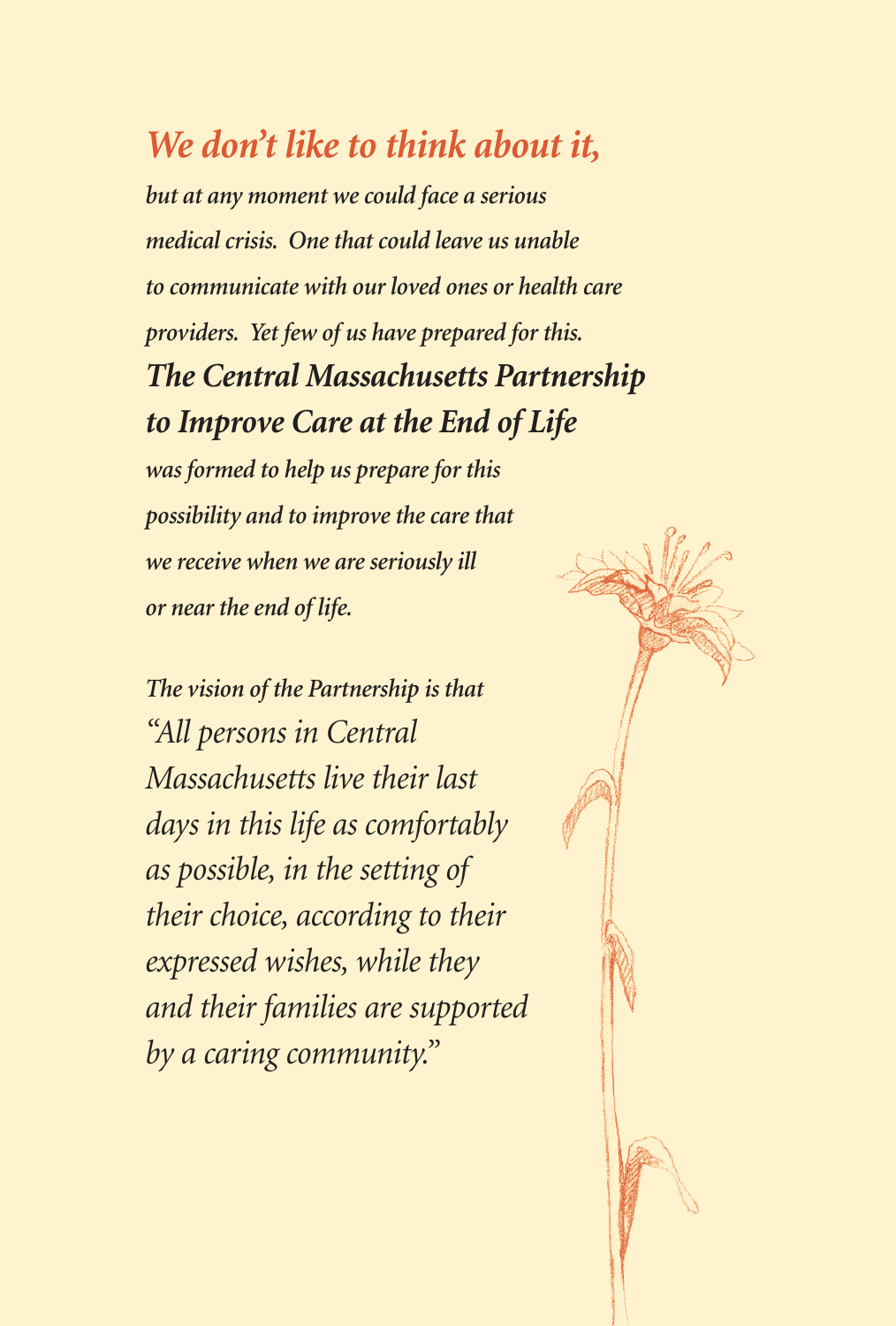## *We don't like to think about it,*

*but at any moment we could face a serious medical crisis. One that could leave us unable to communicate with our loved ones or health care providers. Yet few of us have prepared for this.*

***The Central Massachusetts Partnership to Improve Care at the End of Life***

*was formed to help us prepare for this possibility and to improve the care that we receive when we are seriously ill or near the end of life.*

*The vision of the Partnership is that*

*"All persons in Central Massachusetts live their last days in this life as comfortably as possible, in the setting of their choice, according to their expressed wishes, while they and their families are supported by a caring community."*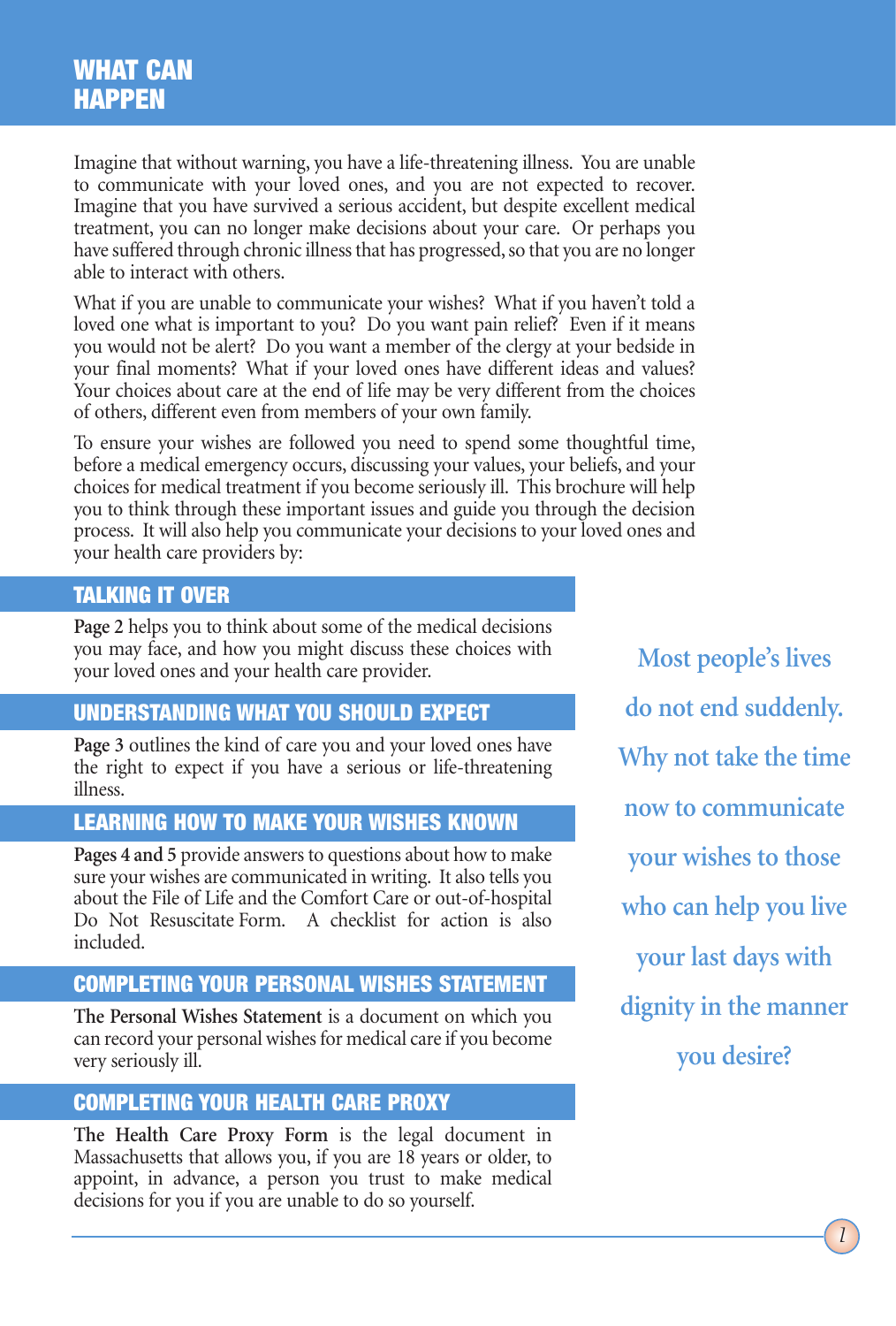# WHAT CAN HAPPEN

Imagine that without warning, you have a life-threatening illness. You are unable to communicate with your loved ones, and you are not expected to recover. Imagine that you have survived a serious accident, but despite excellent medical treatment, you can no longer make decisions about your care. Or perhaps you have suffered through chronic illness that has progressed, so that you are no longer able to interact with others.

What if you are unable to communicate your wishes? What if you haven't told a loved one what is important to you? Do you want pain relief? Even if it means you would not be alert? Do you want a member of the clergy at your bedside in your final moments? What if your loved ones have different ideas and values? Your choices about care at the end of life may be very different from the choices of others, different even from members of your own family.

To ensure your wishes are followed you need to spend some thoughtful time, before a medical emergency occurs, discussing your values, your beliefs, and your choices for medical treatment if you become seriously ill. This brochure will help you to think through these important issues and guide you through the decision process. It will also help you communicate your decisions to your loved ones and your health care providers by:

## TALKING IT OVER

**Page 2** helps you to think about some of the medical decisions you may face, and how you might discuss these choices with your loved ones and your health care provider.

## UNDERSTANDING WHAT YOU SHOULD EXPECT

**Page 3** outlines the kind of care you and your loved ones have the right to expect if you have a serious or life-threatening illness.

## LEARNING HOW TO MAKE YOUR WISHES KNOWN

**Pages 4 and 5** provide answers to questions about how to make sure your wishes are communicated in writing. It also tells you about the File of Life and the Comfort Care or out-of-hospital Do Not Resuscitate Form. A checklist for action is also included.

## COMPLETING YOUR PERSONAL WISHES STATEMENT

**The Personal Wishes Statement** is a document on which you can record your personal wishes for medical care if you become very seriously ill.

## COMPLETING YOUR HEALTH CARE PROXY

**The Health Care Proxy Form** is the legal document in Massachusetts that allows you, if you are 18 years or older, to appoint, in advance, a person you trust to make medical decisions for you if you are unable to do so yourself.

**Most people's lives do not end suddenly. Why not take the time now to communicate your wishes to those who can help you live your last days with dignity in the manner you desire?**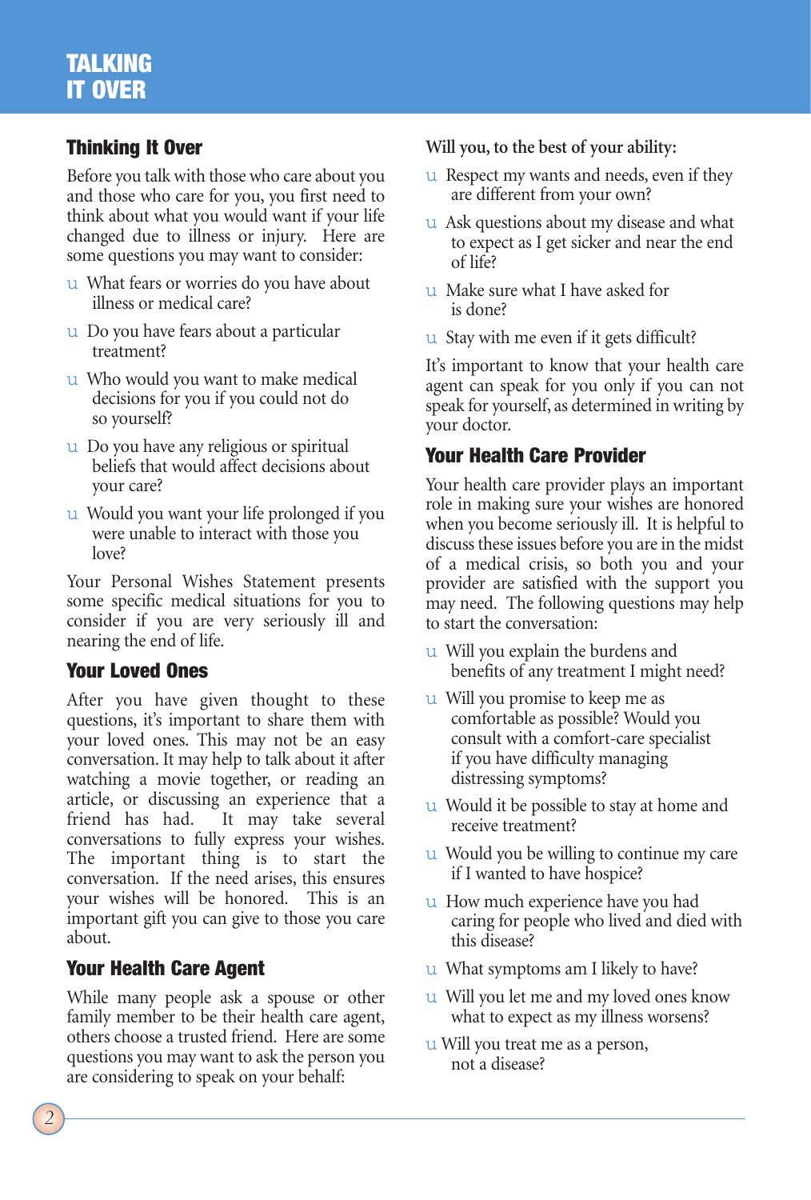# TALKING IT OVER

## Thinking It Over

Before you talk with those who care about you and those who care for you, you first need to think about what you would want if your life changed due to illness or injury. Here are some questions you may want to consider:

- What fears or worries do you have about illness or medical care?
- Do you have fears about a particular treatment?
- Who would you want to make medical decisions for you if you could not do so yourself?
- Do you have any religious or spiritual beliefs that would affect decisions about your care?
- Would you want your life prolonged if you were unable to interact with those you love?

Your Personal Wishes Statement presents some specific medical situations for you to consider if you are very seriously ill and nearing the end of life.

## Your Loved Ones

After you have given thought to these questions, it's important to share them with your loved ones. This may not be an easy conversation. It may help to talk about it after watching a movie together, or reading an article, or discussing an experience that a friend has had. It may take several conversations to fully express your wishes. The important thing is to start the conversation. If the need arises, this ensures your wishes will be honored. This is an important gift you can give to those you care about.

## Your Health Care Agent

While many people ask a spouse or other family member to be their health care agent, others choose a trusted friend. Here are some questions you may want to ask the person you are considering to speak on your behalf:

Will you, to the best of your ability:

- Respect my wants and needs, even if they are different from your own?
- Ask questions about my disease and what to expect as I get sicker and near the end of life?
- Make sure what I have asked for is done?
- Stay with me even if it gets difficult?

It's important to know that your health care agent can speak for you only if you can not speak for yourself, as determined in writing by your doctor.

## Your Health Care Provider

Your health care provider plays an important role in making sure your wishes are honored when you become seriously ill. It is helpful to discuss these issues before you are in the midst of a medical crisis, so both you and your provider are satisfied with the support you may need. The following questions may help to start the conversation:

- Will you explain the burdens and benefits of any treatment I might need?
- Will you promise to keep me as comfortable as possible? Would you consult with a comfort-care specialist if you have difficulty managing distressing symptoms?
- Would it be possible to stay at home and receive treatment?
- Would you be willing to continue my care if I wanted to have hospice?
- How much experience have you had caring for people who lived and died with this disease?
- What symptoms am I likely to have?
- Will you let me and my loved ones know what to expect as my illness worsens?
- Will you treat me as a person, not a disease?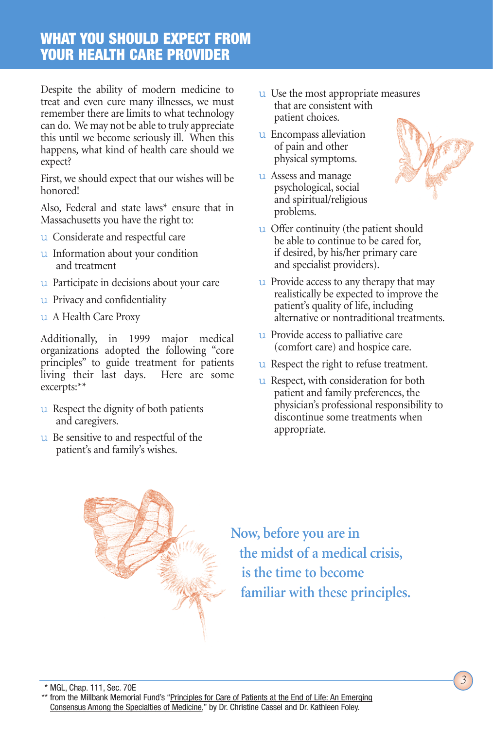## WHAT YOU SHOULD EXPECT FROM YOUR HEALTH CARE PROVIDER

Despite the ability of modern medicine to treat and even cure many illnesses, we must remember there are limits to what technology can do. We may not be able to truly appreciate this until we become seriously ill. When this happens, what kind of health care should we expect?

First, we should expect that our wishes will be honored!

Also, Federal and state laws* ensure that in Massachusetts you have the right to:

- Considerate and respectful care
- Information about your condition and treatment
- Participate in decisions about your care
- Privacy and confidentiality
- A Health Care Proxy

Additionally, in 1999 major medical organizations adopted the following "core principles" to guide treatment for patients living their last days. Here are some excerpts:**

- Respect the dignity of both patients and caregivers.
- Be sensitive to and respectful of the patient's and family's wishes.
- Use the most appropriate measures that are consistent with patient choices.
- Encompass alleviation of pain and other physical symptoms.
- Assess and manage psychological, social and spiritual/religious problems.
- Offer continuity (the patient should be able to continue to be cared for, if desired, by his/her primary care and specialist providers).
- Provide access to any therapy that may realistically be expected to improve the patient's quality of life, including alternative or nontraditional treatments.
- Provide access to palliative care (comfort care) and hospice care.
- Respect the right to refuse treatment.
- Respect, with consideration for both patient and family preferences, the physician's professional responsibility to discontinue some treatments when appropriate.

**Now, before you are in the midst of a medical crisis, is the time to become familiar with these principles.**

* MGL, Chap. 111, Sec. 70E

** from the Millbank Memorial Fund's "Principles for Care of Patients at the End of Life: An Emerging Consensus Among the Specialties of Medicine," by Dr. Christine Cassel and Dr. Kathleen Foley.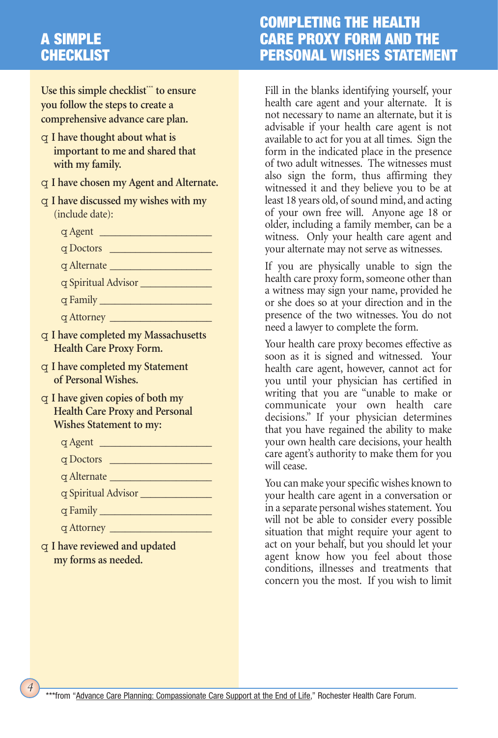## A SIMPLE CHECKLIST

**Use this simple checklist\*\*\* to ensure you follow the steps to create a comprehensive advance care plan.**

- ☐ **I have thought about what is important to me and shared that with my family.**
- ☐ **I have chosen my Agent and Alternate.**
- ☐ **I have discussed my wishes with my** (include date):
  - ☐ Agent ____________________
  - ☐ Doctors ____________________
  - ☐ Alternate ____________________
  - ☐ Spiritual Advisor ____________________
  - ☐ Family ____________________
  - ☐ Attorney ____________________
- ☐ **I have completed my Massachusetts Health Care Proxy Form.**
- ☐ **I have completed my Statement of Personal Wishes.**
- ☐ **I have given copies of both my Health Care Proxy and Personal Wishes Statement to my:**
  - ☐ Agent ____________________
  - ☐ Doctors ____________________
  - ☐ Alternate ____________________
  - ☐ Spiritual Advisor ____________________
  - ☐ Family ____________________
  - ☐ Attorney ____________________
- ☐ **I have reviewed and updated my forms as needed.**

## COMPLETING THE HEALTH CARE PROXY FORM AND THE PERSONAL WISHES STATEMENT

Fill in the blanks identifying yourself, your health care agent and your alternate. It is not necessary to name an alternate, but it is advisable if your health care agent is not available to act for you at all times. Sign the form in the indicated place in the presence of two adult witnesses. The witnesses must also sign the form, thus affirming they witnessed it and they believe you to be at least 18 years old, of sound mind, and acting of your own free will. Anyone age 18 or older, including a family member, can be a witness. Only your health care agent and your alternate may not serve as witnesses.

If you are physically unable to sign the health care proxy form, someone other than a witness may sign your name, provided he or she does so at your direction and in the presence of the two witnesses. You do not need a lawyer to complete the form.

Your health care proxy becomes effective as soon as it is signed and witnessed. Your health care agent, however, cannot act for you until your physician has certified in writing that you are "unable to make or communicate your own health care decisions." If your physician determines that you have regained the ability to make your own health care decisions, your health care agent's authority to make them for you will cease.

You can make your specific wishes known to your health care agent in a conversation or in a separate personal wishes statement. You will not be able to consider every possible situation that might require your agent to act on your behalf, but you should let your agent know how you feel about those conditions, illnesses and treatments that concern you the most. If you wish to limit

\*\*\*from "Advance Care Planning: Compassionate Care Support at the End of Life," Rochester Health Care Forum.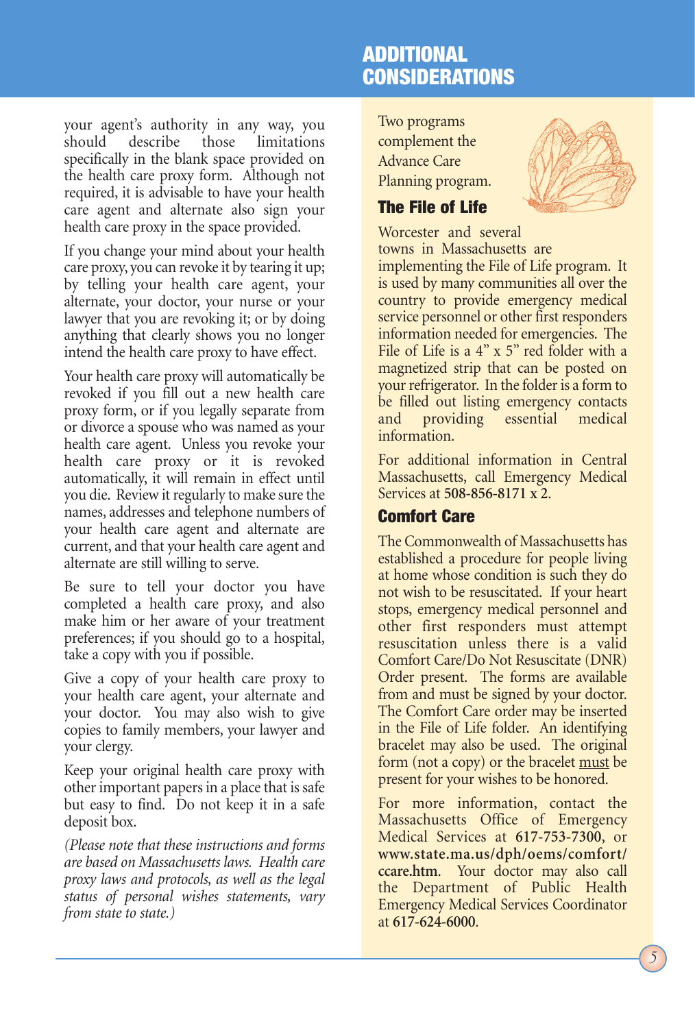your agent's authority in any way, you should describe those limitations specifically in the blank space provided on the health care proxy form. Although not required, it is advisable to have your health care agent and alternate also sign your health care proxy in the space provided.

If you change your mind about your health care proxy, you can revoke it by tearing it up; by telling your health care agent, your alternate, your doctor, your nurse or your lawyer that you are revoking it; or by doing anything that clearly shows you no longer intend the health care proxy to have effect.

Your health care proxy will automatically be revoked if you fill out a new health care proxy form, or if you legally separate from or divorce a spouse who was named as your health care agent. Unless you revoke your health care proxy or it is revoked automatically, it will remain in effect until you die. Review it regularly to make sure the names, addresses and telephone numbers of your health care agent and alternate are current, and that your health care agent and alternate are still willing to serve.

Be sure to tell your doctor you have completed a health care proxy, and also make him or her aware of your treatment preferences; if you should go to a hospital, take a copy with you if possible.

Give a copy of your health care proxy to your health care agent, your alternate and your doctor. You may also wish to give copies to family members, your lawyer and your clergy.

Keep your original health care proxy with other important papers in a place that is safe but easy to find. Do not keep it in a safe deposit box.

*(Please note that these instructions and forms are based on Massachusetts laws. Health care proxy laws and protocols, as well as the legal status of personal wishes statements, vary from state to state.)*

## ADDITIONAL CONSIDERATIONS

Two programs complement the Advance Care Planning program.

### The File of Life

Worcester and several towns in Massachusetts are implementing the File of Life program. It is used by many communities all over the country to provide emergency medical service personnel or other first responders information needed for emergencies. The File of Life is a 4" x 5" red folder with a magnetized strip that can be posted on your refrigerator. In the folder is a form to be filled out listing emergency contacts and providing essential medical information.

For additional information in Central Massachusetts, call Emergency Medical Services at **508-856-8171 x 2**.

### Comfort Care

The Commonwealth of Massachusetts has established a procedure for people living at home whose condition is such they do not wish to be resuscitated. If your heart stops, emergency medical personnel and other first responders must attempt resuscitation unless there is a valid Comfort Care/Do Not Resuscitate (DNR) Order present. The forms are available from and must be signed by your doctor. The Comfort Care order may be inserted in the File of Life folder. An identifying bracelet may also be used. The original form (not a copy) or the bracelet <u>must</u> be present for your wishes to be honored.

For more information, contact the Massachusetts Office of Emergency Medical Services at **617-753-7300**, or **www.state.ma.us/dph/oems/comfort/ccare.htm**. Your doctor may also call the Department of Public Health Emergency Medical Services Coordinator at **617-624-6000**.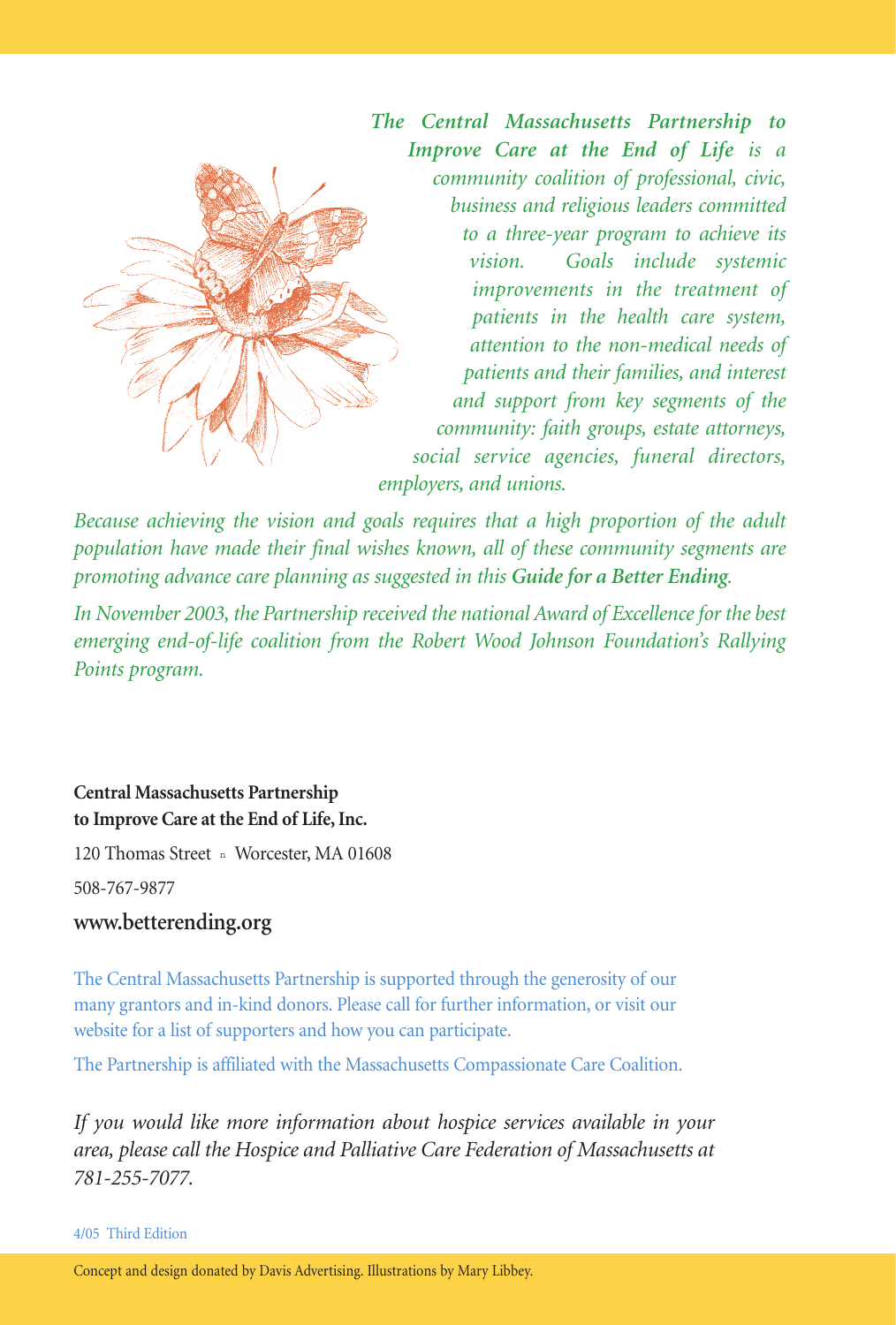*The Central Massachusetts Partnership to Improve Care at the End of Life is a community coalition of professional, civic, business and religious leaders committed to a three-year program to achieve its vision. Goals include systemic improvements in the treatment of patients in the health care system, attention to the non-medical needs of patients and their families, and interest and support from key segments of the community: faith groups, estate attorneys, social service agencies, funeral directors, employers, and unions.*

*Because achieving the vision and goals requires that a high proportion of the adult population have made their final wishes known, all of these community segments are promoting advance care planning as suggested in this **Guide for a Better Ending**.*

*In November 2003, the Partnership received the national Award of Excellence for the best emerging end-of-life coalition from the Robert Wood Johnson Foundation's Rallying Points program.*

**Central Massachusetts Partnership to Improve Care at the End of Life, Inc.**

120 Thomas Street ▪ Worcester, MA 01608

508-767-9877

**www.betterending.org**

The Central Massachusetts Partnership is supported through the generosity of our many grantors and in-kind donors. Please call for further information, or visit our website for a list of supporters and how you can participate.

The Partnership is affiliated with the Massachusetts Compassionate Care Coalition.

*If you would like more information about hospice services available in your area, please call the Hospice and Palliative Care Federation of Massachusetts at 781-255-7077.*

4/05 Third Edition

Concept and design donated by Davis Advertising. Illustrations by Mary Libbey.